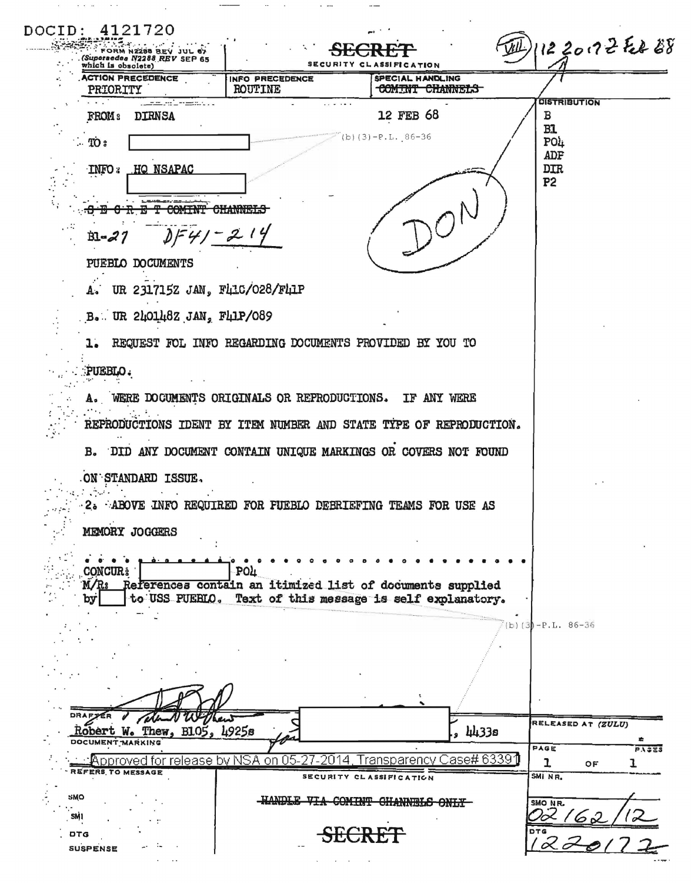DOCID: 4121720

FORM N2288 REV JUL 67 (Supersedes N2288 REV SEP 65 which is obsolete)

**SECRET**

SECURITY CLASSIFICATION

(VIII) 12 2017 Z Feb 68

| ACTION PRECEDENCE | INFO PRECEDENCE | SPECIAL HANDLING |
|---|---|---|
| PRIORITY | ROUTINE | ~~COMINT CHANNELS~~ |

FROM: DIRNSA

12 FEB 68

TO: [redacted]

(b)(3)-P.L. 86-36

INFO: HQ NSAPAC [redacted]

DISTRIBUTION
B
B1
P04
ADP
DIR
P2

~~S E C R E T COMINT CHANNELS~~

B1-27 DF41-214

DON

PUEBLO DOCUMENTS

A. UR 231715Z JAN, F41C/028/F41P

B. UR 240148Z JAN, F41P/089

1. REQUEST FOL INFO REGARDING DOCUMENTS PROVIDED BY YOU TO PUEBLO.

A. WERE DOCUMENTS ORIGINALS OR REPRODUCTIONS. IF ANY WERE REPRODUCTIONS IDENT BY ITEM NUMBER AND STATE TYPE OF REPRODUCTION.

B. DID ANY DOCUMENT CONTAIN UNIQUE MARKINGS OR COVERS NOT FOUND ON STANDARD ISSUE.

2. ABOVE INFO REQUIRED FOR PUEBLO DEBRIEFING TEAMS FOR USE AS MEMORY JOGGERS

CONCUR: [redacted] P04

M/R: References contain an itimized list of documents supplied by [redacted] to USS PUEBLO. Text of this message is self explanatory.

(b)(3)-P.L. 86-36

DRAFTER: Robert W. Thew, B105, 4925s [redacted], 4433s

RELEASED AT (ZULU)

DOCUMENT MARKING

Approved for release by NSA on 05-27-2014, Transparency Case# 63391

PAGE 1 OF 1 PAGES

REFERS TO MESSAGE

SECURITY CLASSIFICATION

SMI NR.

SMO

SMI

DTG

SUSPENSE

~~HANDLE VIA COMINT CHANNELS ONLY~~

**SECRET**

SMO NR. 02162/12

DTG 122017Z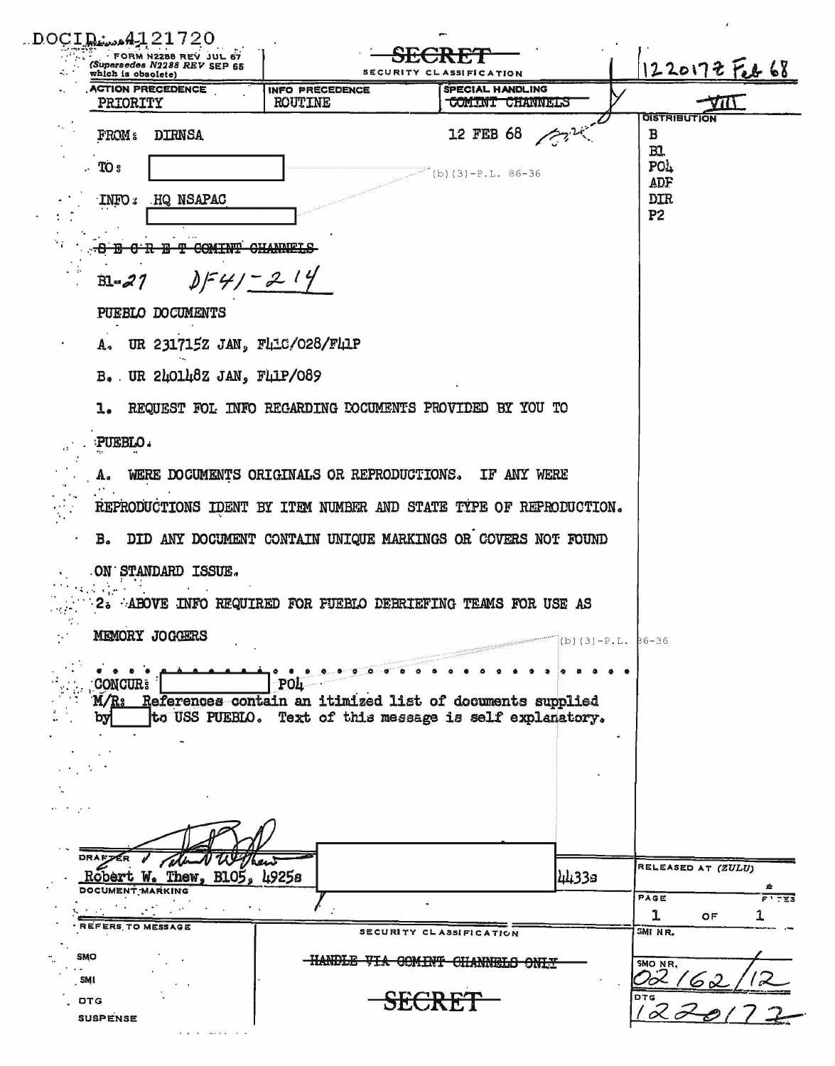DOCID: 4121720

FORM N2288 REV JUL 67
(Supersedes N2288 REV SEP 65 which is obsolete)

SECRET
SECURITY CLASSIFICATION

122017Z Feb 68

| ACTION PRECEDENCE | INFO PRECEDENCE | SPECIAL HANDLING |
| --- | --- | --- |
| PRIORITY | ROUTINE | ~~COMINT CHANNELS~~ |

VIII

DISTRIBUTION
B
B1
P04
ADF
DIR
P2

FROM: DIRNSA

12 FEB 68

TO: [redacted]

(b)(3)-P.L. 86-36

INFO: HQ NSAPAC
[redacted]

~~S E C R E T COMINT CHANNELS~~

B1-27 DF41-214

PUEBLO DOCUMENTS

A. UR 231715Z JAN, F41C/028/F41P

B. UR 240148Z JAN, F41P/089

1. REQUEST FOL INFO REGARDING DOCUMENTS PROVIDED BY YOU TO PUEBLO.

A. WERE DOCUMENTS ORIGINALS OR REPRODUCTIONS. IF ANY WERE REPRODUCTIONS IDENT BY ITEM NUMBER AND STATE TYPE OF REPRODUCTION.

B. DID ANY DOCUMENT CONTAIN UNIQUE MARKINGS OR COVERS NOT FOUND ON STANDARD ISSUE.

2. ABOVE INFO REQUIRED FOR PUEBLO DEBRIEFING TEAMS FOR USE AS MEMORY JOGGERS

(b)(3)-P.L. 86-36

CONCUR: [redacted] P04

M/R: References contain an itimized list of documents supplied by [redacted] to USS PUEBLO. Text of this message is self explanatory.

DRAFTER
Robert W. Thew, B105, 4925s [redacted] 4433s

DOCUMENT MARKING

RELEASED AT (ZULU)

REFERS TO MESSAGE

SECURITY CLASSIFICATION

SMI NR.

SMO

~~HANDLE VIA COMINT CHANNELS ONLY~~

SMO NR. 02/162/12

SMI

DTG

SECRET

DTG 122017Z

SUSPENSE